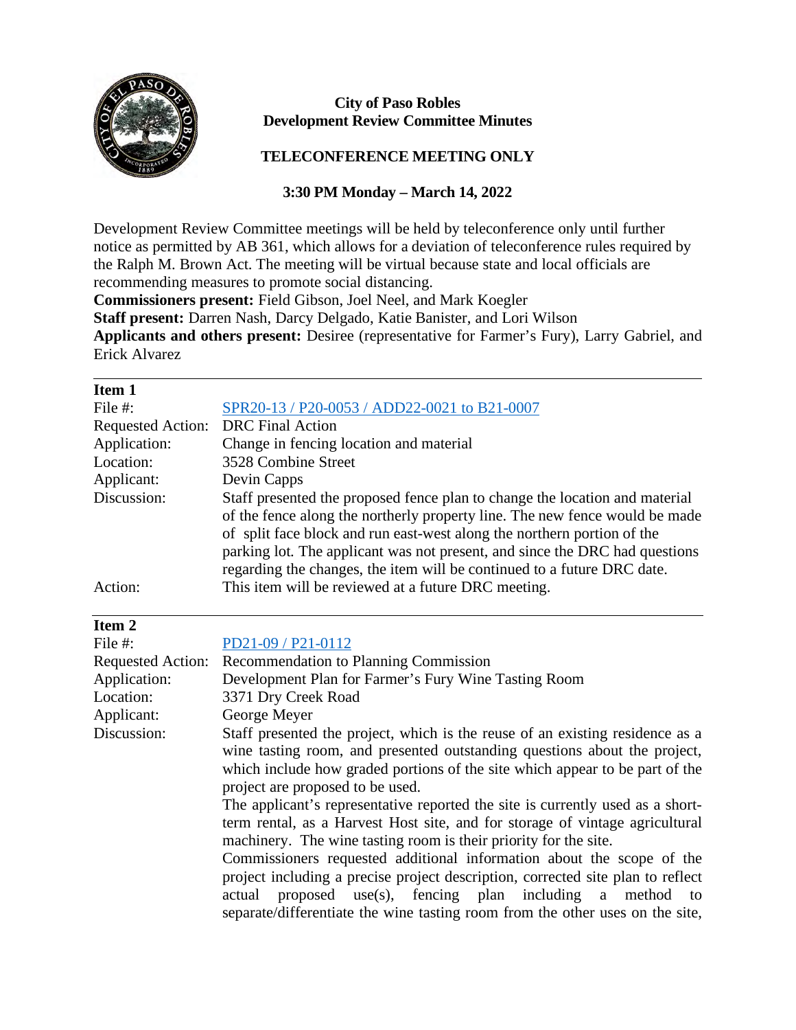**City of Paso Robles**
**Development Review Committee Minutes**

**TELECONFERENCE MEETING ONLY**

**3:30 PM Monday – March 14, 2022**

Development Review Committee meetings will be held by teleconference only until further notice as permitted by AB 361, which allows for a deviation of teleconference rules required by the Ralph M. Brown Act. The meeting will be virtual because state and local officials are recommending measures to promote social distancing.

**Commissioners present:** Field Gibson, Joel Neel, and Mark Koegler

**Staff present:** Darren Nash, Darcy Delgado, Katie Banister, and Lori Wilson

**Applicants and others present:** Desiree (representative for Farmer's Fury), Larry Gabriel, and Erick Alvarez

---

**Item 1**

| | |
|---|---|
| File #: | SPR20-13 / P20-0053 / ADD22-0021 to B21-0007 |
| Requested Action: | DRC Final Action |
| Application: | Change in fencing location and material |
| Location: | 3528 Combine Street |
| Applicant: | Devin Capps |
| Discussion: | Staff presented the proposed fence plan to change the location and material of the fence along the northerly property line. The new fence would be made of split face block and run east-west along the northern portion of the parking lot. The applicant was not present, and since the DRC had questions regarding the changes, the item will be continued to a future DRC date. |
| Action: | This item will be reviewed at a future DRC meeting. |

---

**Item 2**

| | |
|---|---|
| File #: | PD21-09 / P21-0112 |
| Requested Action: | Recommendation to Planning Commission |
| Application: | Development Plan for Farmer's Fury Wine Tasting Room |
| Location: | 3371 Dry Creek Road |
| Applicant: | George Meyer |
| Discussion: | Staff presented the project, which is the reuse of an existing residence as a wine tasting room, and presented outstanding questions about the project, which include how graded portions of the site which appear to be part of the project are proposed to be used.<br>The applicant's representative reported the site is currently used as a short-term rental, as a Harvest Host site, and for storage of vintage agricultural machinery. The wine tasting room is their priority for the site.<br>Commissioners requested additional information about the scope of the project including a precise project description, corrected site plan to reflect actual proposed use(s), fencing plan including a method to separate/differentiate the wine tasting room from the other uses on the site, |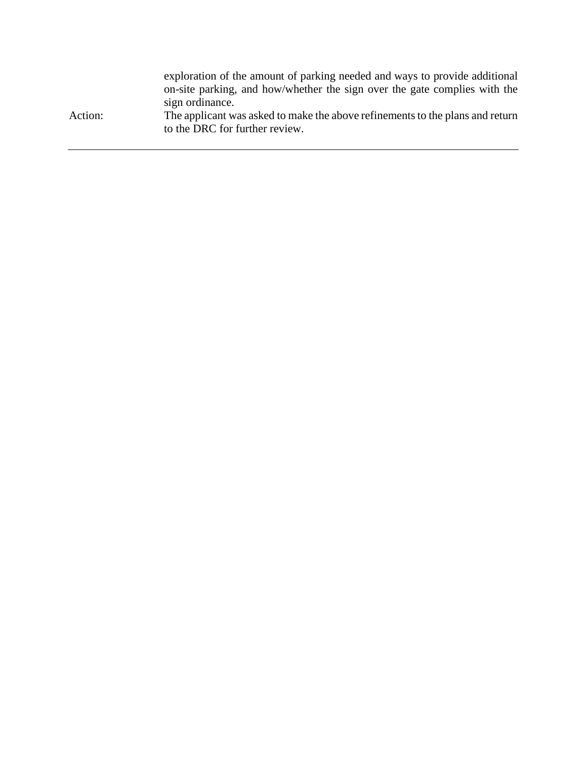exploration of the amount of parking needed and ways to provide additional on-site parking, and how/whether the sign over the gate complies with the sign ordinance.

Action: The applicant was asked to make the above refinements to the plans and return to the DRC for further review.

---